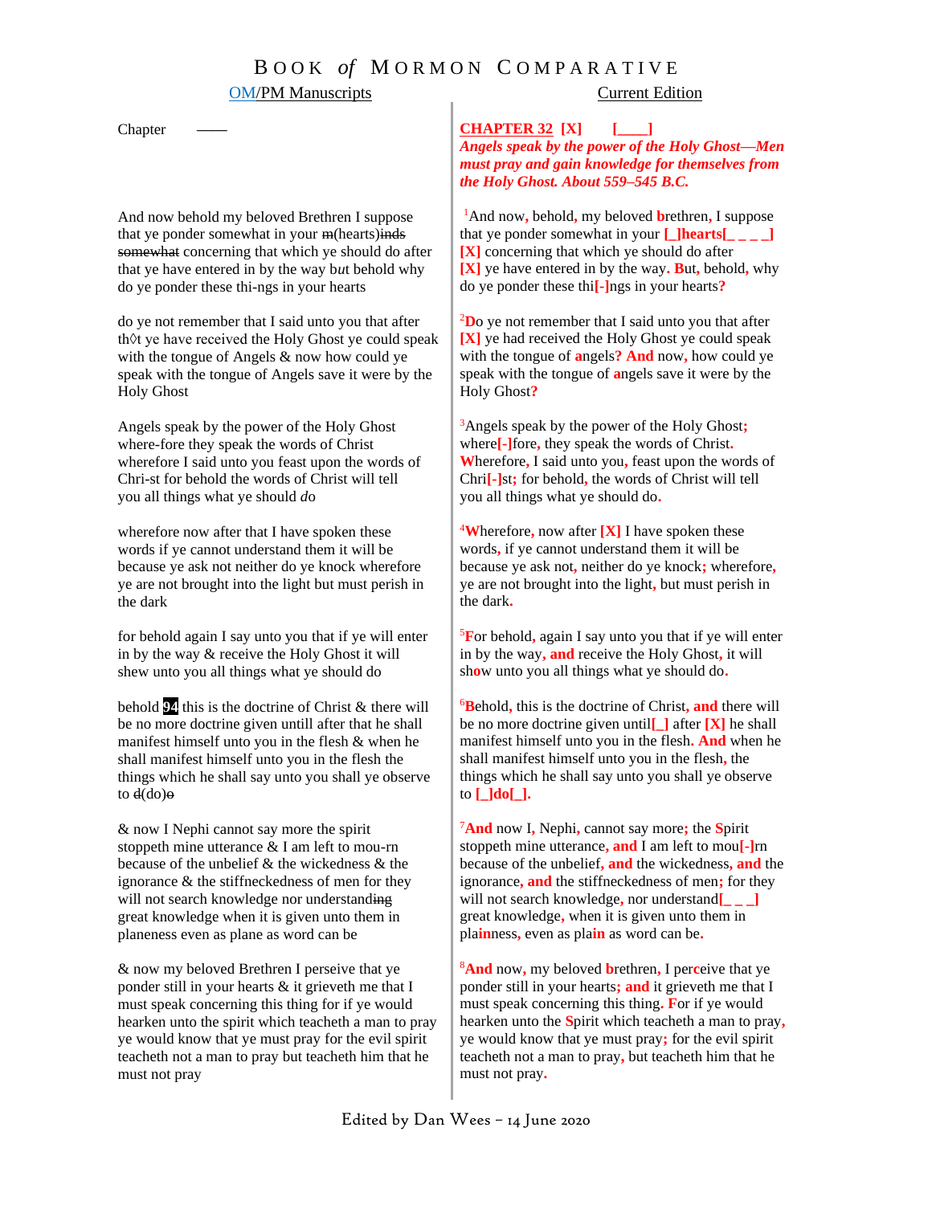# BOOK *of* MORMON COMPARATIVE

| OM/PM Manuscripts | Current Edition |
|---|---|
| Chapter —— | **CHAPTER 32 [X] [____]** *Angels speak by the power of the Holy Ghost—Men must pray and gain knowledge for themselves from the Holy Ghost. About 559–545 B.C.* |
| And now behold my beloved Brethren I suppose that ye ponder somewhat in your ~~m~~(hearts)~~inds somewhat~~ concerning that which ye should do after that ye have entered in by the way but behold why do ye ponder these thi-ngs in your hearts | [1]And now, behold, my beloved brethren, I suppose that ye ponder somewhat in your [_]hearts[_ _ _ _] [X] concerning that which ye should do after [X] ye have entered in by the way. But, behold, why do ye ponder these thi[-]ngs in your hearts? |
| do ye not remember that I said unto you that after th◊t ye have received the Holy Ghost ye could speak with the tongue of Angels & now how could ye speak with the tongue of Angels save it were by the Holy Ghost | [2]Do ye not remember that I said unto you that after [X] ye had received the Holy Ghost ye could speak with the tongue of angels? And now, how could ye speak with the tongue of angels save it were by the Holy Ghost? |
| Angels speak by the power of the Holy Ghost where-fore they speak the words of Christ wherefore I said unto you feast upon the words of Chri-st for behold the words of Christ will tell you all things what ye should *do* | [3]Angels speak by the power of the Holy Ghost; where[-]fore, they speak the words of Christ. Wherefore, I said unto you, feast upon the words of Chri[-]st; for behold, the words of Christ will tell you all things what ye should do. |
| wherefore now after that I have spoken these words if ye cannot understand them it will be because ye ask not neither do ye knock wherefore ye are not brought into the light but must perish in the dark | [4]Wherefore, now after [X] I have spoken these words, if ye cannot understand them it will be because ye ask not, neither do ye knock; wherefore, ye are not brought into the light, but must perish in the dark. |
| for behold again I say unto you that if ye will enter in by the way & receive the Holy Ghost it will shew unto you all things what ye should do | [5]For behold, again I say unto you that if ye will enter in by the way, and receive the Holy Ghost, it will show unto you all things what ye should do. |
| behold **94** this is the doctrine of Christ & there will be no more doctrine given untill after that he shall manifest himself unto you in the flesh & when he shall manifest himself unto you in the flesh the things which he shall say unto you shall ye observe to ~~d~~(do)~~o~~ | [6]Behold, this is the doctrine of Christ, and there will be no more doctrine given until[_] after [X] he shall manifest himself unto you in the flesh. And when he shall manifest himself unto you in the flesh, the things which he shall say unto you shall ye observe to [_]do[_]. |
| & now I Nephi cannot say more the spirit stoppeth mine utterance & I am left to mou-rn because of the unbelief & the wickedness & the ignorance & the stiffneckedness of men for they will not search knowledge nor understand~~ing~~ great knowledge when it is given unto them in planeness even as plane as word can be | [7]And now I, Nephi, cannot say more; the Spirit stoppeth mine utterance, and I am left to mou[-]rn because of the unbelief, and the wickedness, and the ignorance, and the stiffneckedness of men; for they will not search knowledge, nor understand[_ _ _] great knowledge, when it is given unto them in plainness, even as plain as word can be. |
| & now my beloved Brethren I perseive that ye ponder still in your hearts & it grieveth me that I must speak concerning this thing for if ye would hearken unto the spirit which teacheth a man to pray ye would know that ye must pray for the evil spirit teacheth not a man to pray but teacheth him that he must not pray | [8]And now, my beloved brethren, I perceive that ye ponder still in your hearts; and it grieveth me that I must speak concerning this thing. For if ye would hearken unto the Spirit which teacheth a man to pray, ye would know that ye must pray; for the evil spirit teacheth not a man to pray, but teacheth him that he must not pray. |

Edited by Dan Wees – 14 June 2020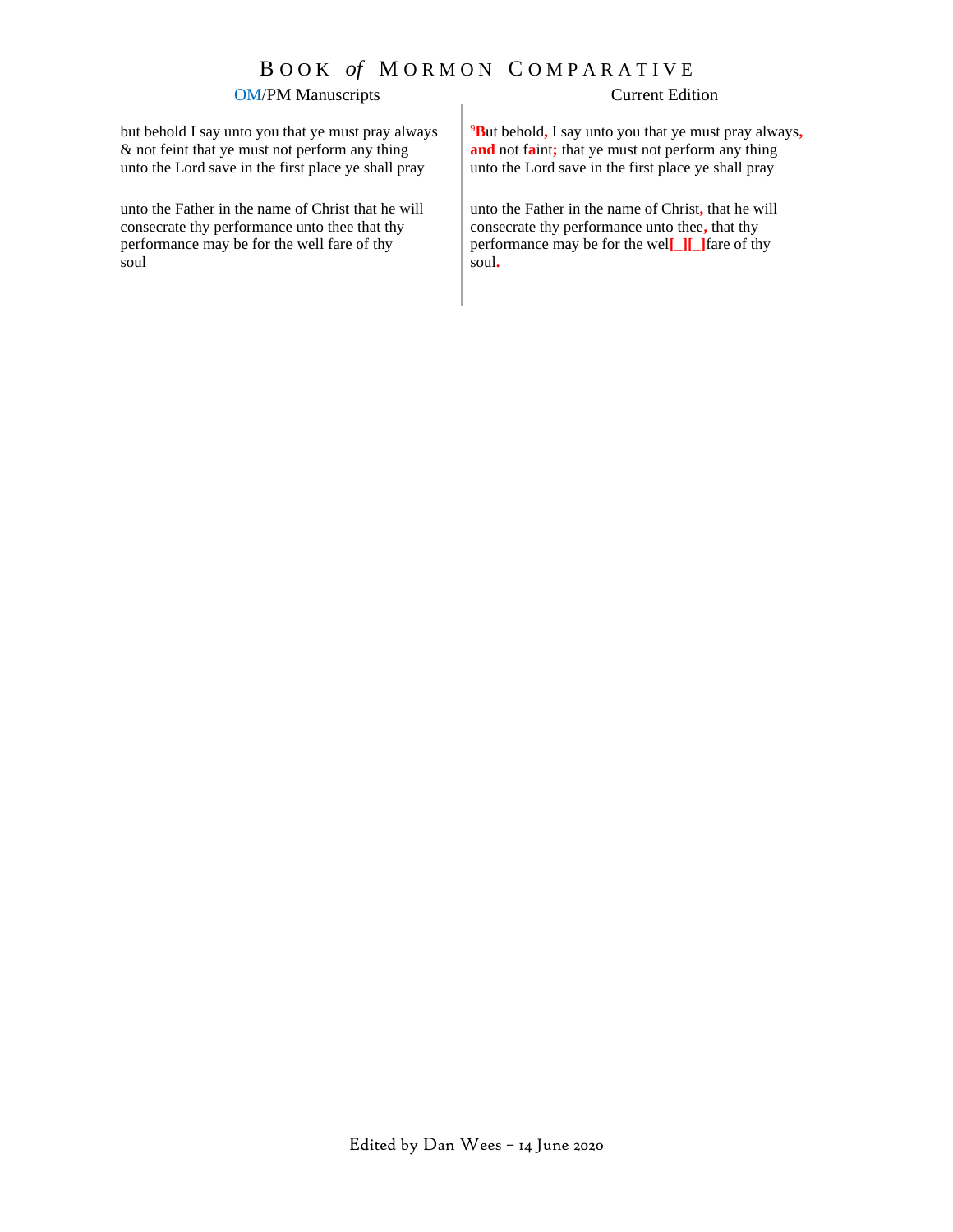| OM/PM Manuscripts | Current Edition |
| --- | --- |
| but behold I say unto you that ye must pray always & not feint that ye must not perform any thing unto the Lord save in the first place ye shall pray | [9]**B**ut behold**,** I say unto you that ye must pray always**,** **and** not f**a**int**;** that ye must not perform any thing unto the Lord save in the first place ye shall pray |
| unto the Father in the name of Christ that he will consecrate thy performance unto thee that thy performance may be for the well fare of thy soul | unto the Father in the name of Christ**,** that he will consecrate thy performance unto thee**,** that thy performance may be for the wel**[_][_]**fare of thy soul**.** |